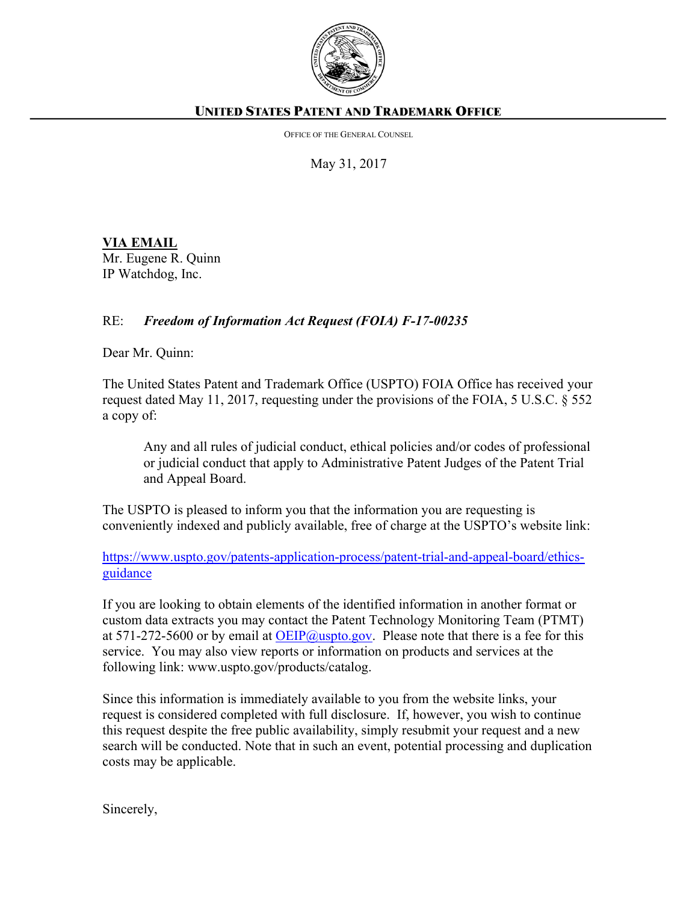**UNITED STATES PATENT AND TRADEMARK OFFICE**

OFFICE OF THE GENERAL COUNSEL

May 31, 2017

**VIA EMAIL**
Mr. Eugene R. Quinn
IP Watchdog, Inc.

RE: ***Freedom of Information Act Request (FOIA) F-17-00235***

Dear Mr. Quinn:

The United States Patent and Trademark Office (USPTO) FOIA Office has received your request dated May 11, 2017, requesting under the provisions of the FOIA, 5 U.S.C. § 552 a copy of:

> Any and all rules of judicial conduct, ethical policies and/or codes of professional or judicial conduct that apply to Administrative Patent Judges of the Patent Trial and Appeal Board.

The USPTO is pleased to inform you that the information you are requesting is conveniently indexed and publicly available, free of charge at the USPTO's website link:

https://www.uspto.gov/patents-application-process/patent-trial-and-appeal-board/ethics-guidance

If you are looking to obtain elements of the identified information in another format or custom data extracts you may contact the Patent Technology Monitoring Team (PTMT) at 571-272-5600 or by email at OEIP@uspto.gov. Please note that there is a fee for this service. You may also view reports or information on products and services at the following link: www.uspto.gov/products/catalog.

Since this information is immediately available to you from the website links, your request is considered completed with full disclosure. If, however, you wish to continue this request despite the free public availability, simply resubmit your request and a new search will be conducted. Note that in such an event, potential processing and duplication costs may be applicable.

Sincerely,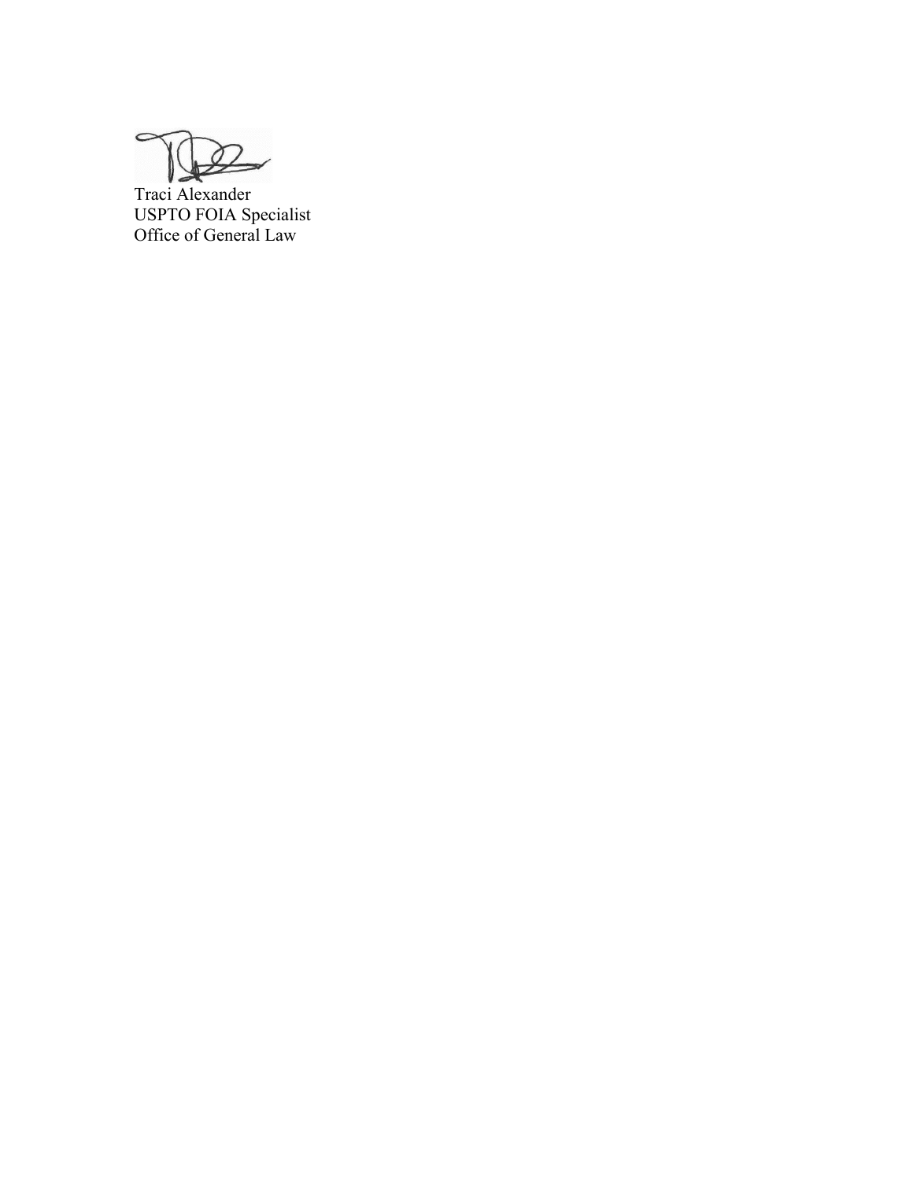Traci Alexander
USPTO FOIA Specialist
Office of General Law